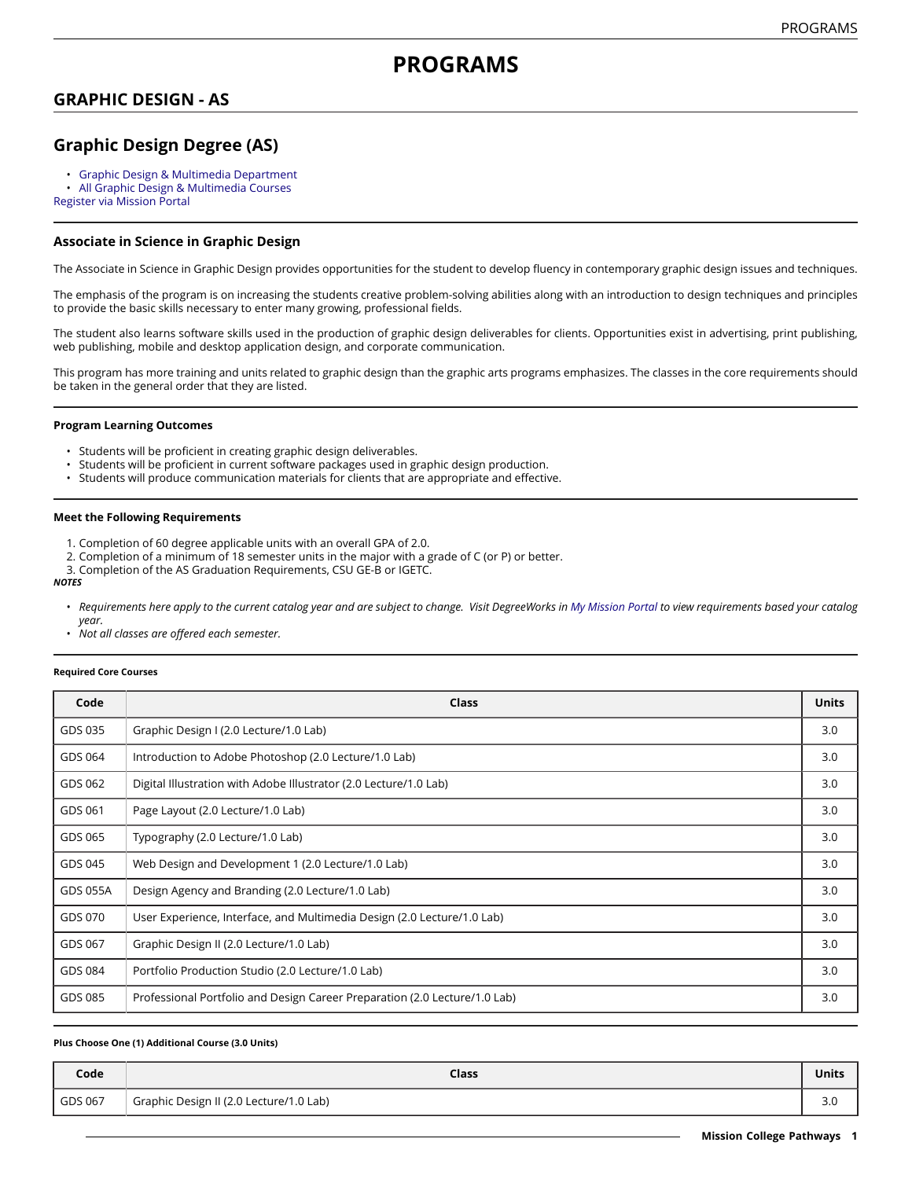# PROGRAMS

## GRAPHIC DESIGN - AS

## Graphic Design Degree (AS)

- Graphic Design & Multimedia Department
- All Graphic Design & Multimedia Courses

Register via Mission Portal

### Associate in Science in Graphic Design

The Associate in Science in Graphic Design provides opportunities for the student to develop fluency in contemporary graphic design issues and techniques.

The emphasis of the program is on increasing the students creative problem-solving abilities along with an introduction to design techniques and principles to provide the basic skills necessary to enter many growing, professional fields.

The student also learns software skills used in the production of graphic design deliverables for clients. Opportunities exist in advertising, print publishing, web publishing, mobile and desktop application design, and corporate communication.

This program has more training and units related to graphic design than the graphic arts programs emphasizes. The classes in the core requirements should be taken in the general order that they are listed.

#### Program Learning Outcomes

- Students will be proficient in creating graphic design deliverables.
- Students will be proficient in current software packages used in graphic design production.
- Students will produce communication materials for clients that are appropriate and effective.

#### Meet the Following Requirements

1. Completion of 60 degree applicable units with an overall GPA of 2.0.
2. Completion of a minimum of 18 semester units in the major with a grade of C (or P) or better.
3. Completion of the AS Graduation Requirements, CSU GE-B or IGETC.

***NOTES***

- *Requirements here apply to the current catalog year and are subject to change. Visit DegreeWorks in My Mission Portal to view requirements based your catalog year.*
- *Not all classes are offered each semester.*

##### Required Core Courses

| Code | Class | Units |
|---|---|---|
| GDS 035 | Graphic Design I (2.0 Lecture/1.0 Lab) | 3.0 |
| GDS 064 | Introduction to Adobe Photoshop (2.0 Lecture/1.0 Lab) | 3.0 |
| GDS 062 | Digital Illustration with Adobe Illustrator (2.0 Lecture/1.0 Lab) | 3.0 |
| GDS 061 | Page Layout (2.0 Lecture/1.0 Lab) | 3.0 |
| GDS 065 | Typography (2.0 Lecture/1.0 Lab) | 3.0 |
| GDS 045 | Web Design and Development 1 (2.0 Lecture/1.0 Lab) | 3.0 |
| GDS 055A | Design Agency and Branding (2.0 Lecture/1.0 Lab) | 3.0 |
| GDS 070 | User Experience, Interface, and Multimedia Design (2.0 Lecture/1.0 Lab) | 3.0 |
| GDS 067 | Graphic Design II (2.0 Lecture/1.0 Lab) | 3.0 |
| GDS 084 | Portfolio Production Studio (2.0 Lecture/1.0 Lab) | 3.0 |
| GDS 085 | Professional Portfolio and Design Career Preparation (2.0 Lecture/1.0 Lab) | 3.0 |

##### Plus Choose One (1) Additional Course (3.0 Units)

| Code | Class | Units |
|---|---|---|
| GDS 067 | Graphic Design II (2.0 Lecture/1.0 Lab) | 3.0 |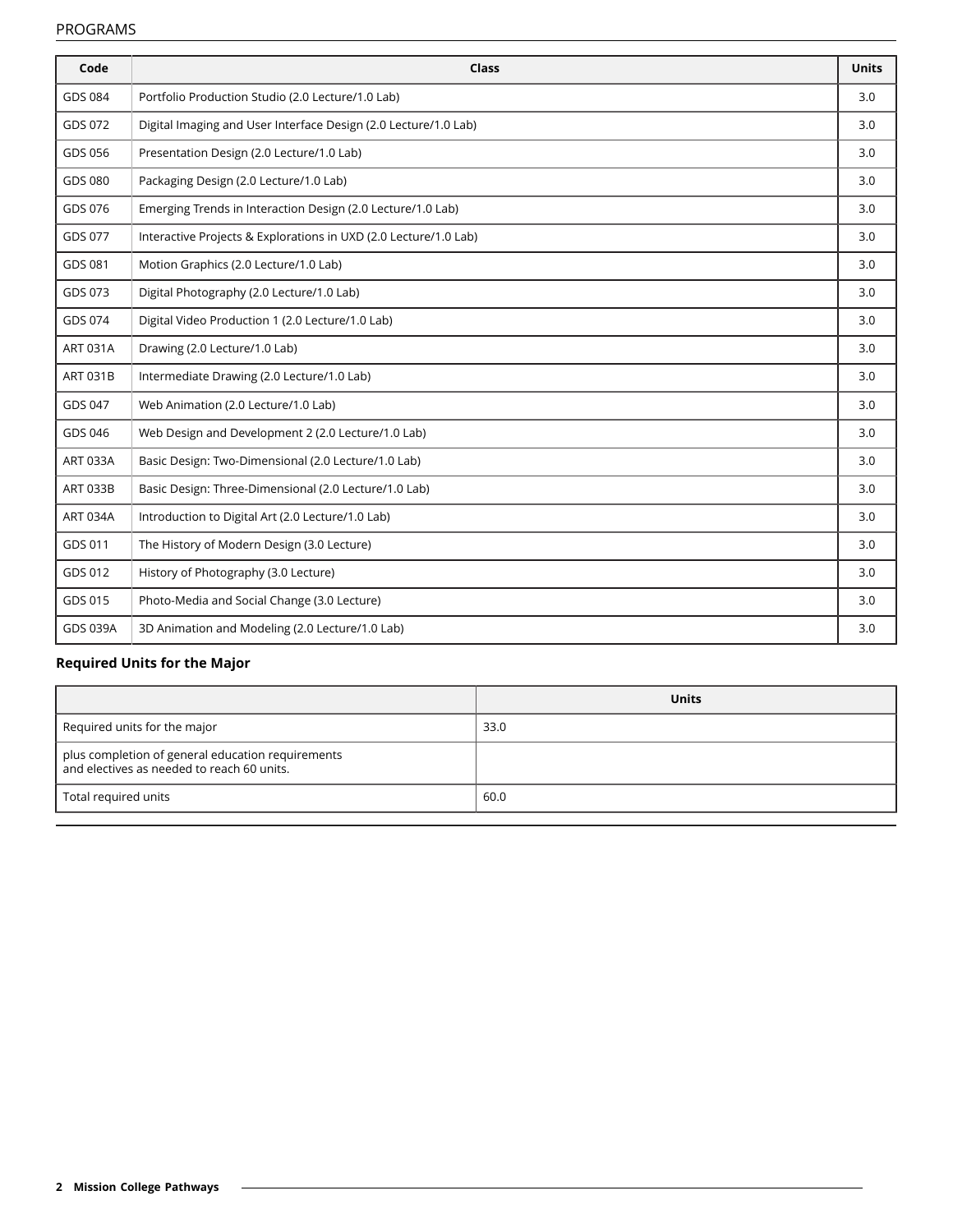| Code | Class | Units |
| --- | --- | --- |
| GDS 084 | Portfolio Production Studio (2.0 Lecture/1.0 Lab) | 3.0 |
| GDS 072 | Digital Imaging and User Interface Design (2.0 Lecture/1.0 Lab) | 3.0 |
| GDS 056 | Presentation Design (2.0 Lecture/1.0 Lab) | 3.0 |
| GDS 080 | Packaging Design (2.0 Lecture/1.0 Lab) | 3.0 |
| GDS 076 | Emerging Trends in Interaction Design (2.0 Lecture/1.0 Lab) | 3.0 |
| GDS 077 | Interactive Projects & Explorations in UXD (2.0 Lecture/1.0 Lab) | 3.0 |
| GDS 081 | Motion Graphics (2.0 Lecture/1.0 Lab) | 3.0 |
| GDS 073 | Digital Photography (2.0 Lecture/1.0 Lab) | 3.0 |
| GDS 074 | Digital Video Production 1 (2.0 Lecture/1.0 Lab) | 3.0 |
| ART 031A | Drawing (2.0 Lecture/1.0 Lab) | 3.0 |
| ART 031B | Intermediate Drawing (2.0 Lecture/1.0 Lab) | 3.0 |
| GDS 047 | Web Animation (2.0 Lecture/1.0 Lab) | 3.0 |
| GDS 046 | Web Design and Development 2 (2.0 Lecture/1.0 Lab) | 3.0 |
| ART 033A | Basic Design: Two-Dimensional (2.0 Lecture/1.0 Lab) | 3.0 |
| ART 033B | Basic Design: Three-Dimensional (2.0 Lecture/1.0 Lab) | 3.0 |
| ART 034A | Introduction to Digital Art (2.0 Lecture/1.0 Lab) | 3.0 |
| GDS 011 | The History of Modern Design (3.0 Lecture) | 3.0 |
| GDS 012 | History of Photography (3.0 Lecture) | 3.0 |
| GDS 015 | Photo-Media and Social Change (3.0 Lecture) | 3.0 |
| GDS 039A | 3D Animation and Modeling (2.0 Lecture/1.0 Lab) | 3.0 |

### Required Units for the Major

| | Units |
| --- | --- |
| Required units for the major | 33.0 |
| plus completion of general education requirements and electives as needed to reach 60 units. | |
| Total required units | 60.0 |